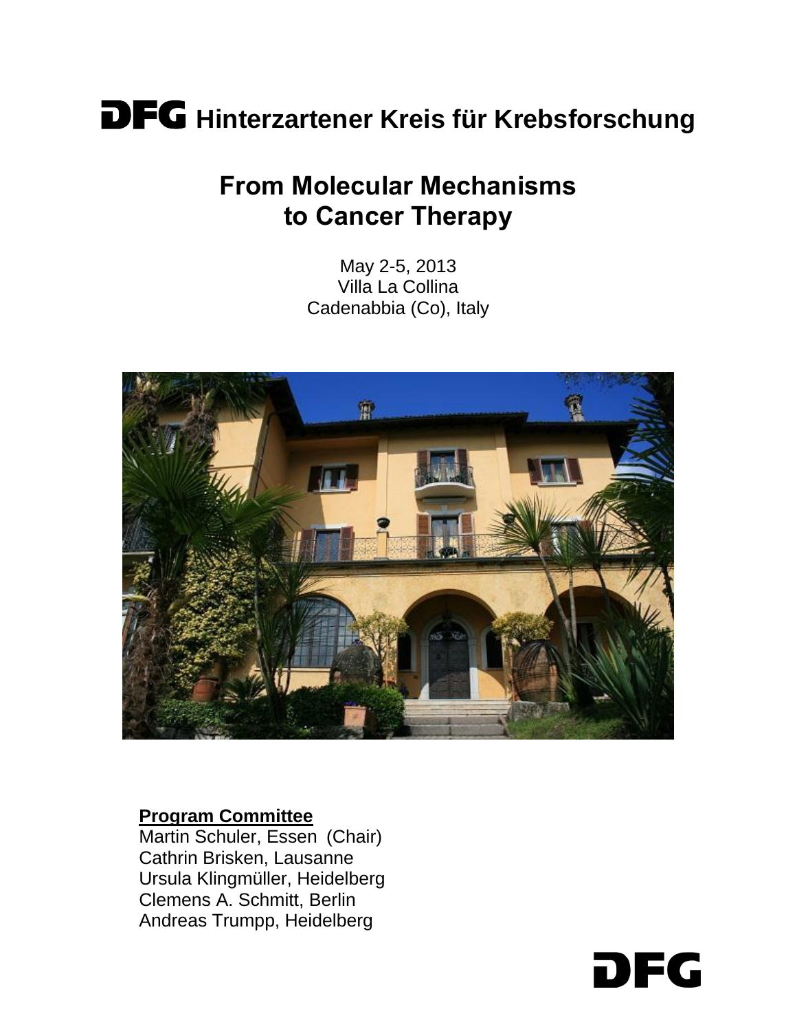# DFG Hinterzartener Kreis für Krebsforschung

## From Molecular Mechanisms to Cancer Therapy

May 2-5, 2013
Villa La Collina
Cadenabbia (Co), Italy

**Program Committee**

Martin Schuler, Essen (Chair)
Cathrin Brisken, Lausanne
Ursula Klingmüller, Heidelberg
Clemens A. Schmitt, Berlin
Andreas Trumpp, Heidelberg

DFG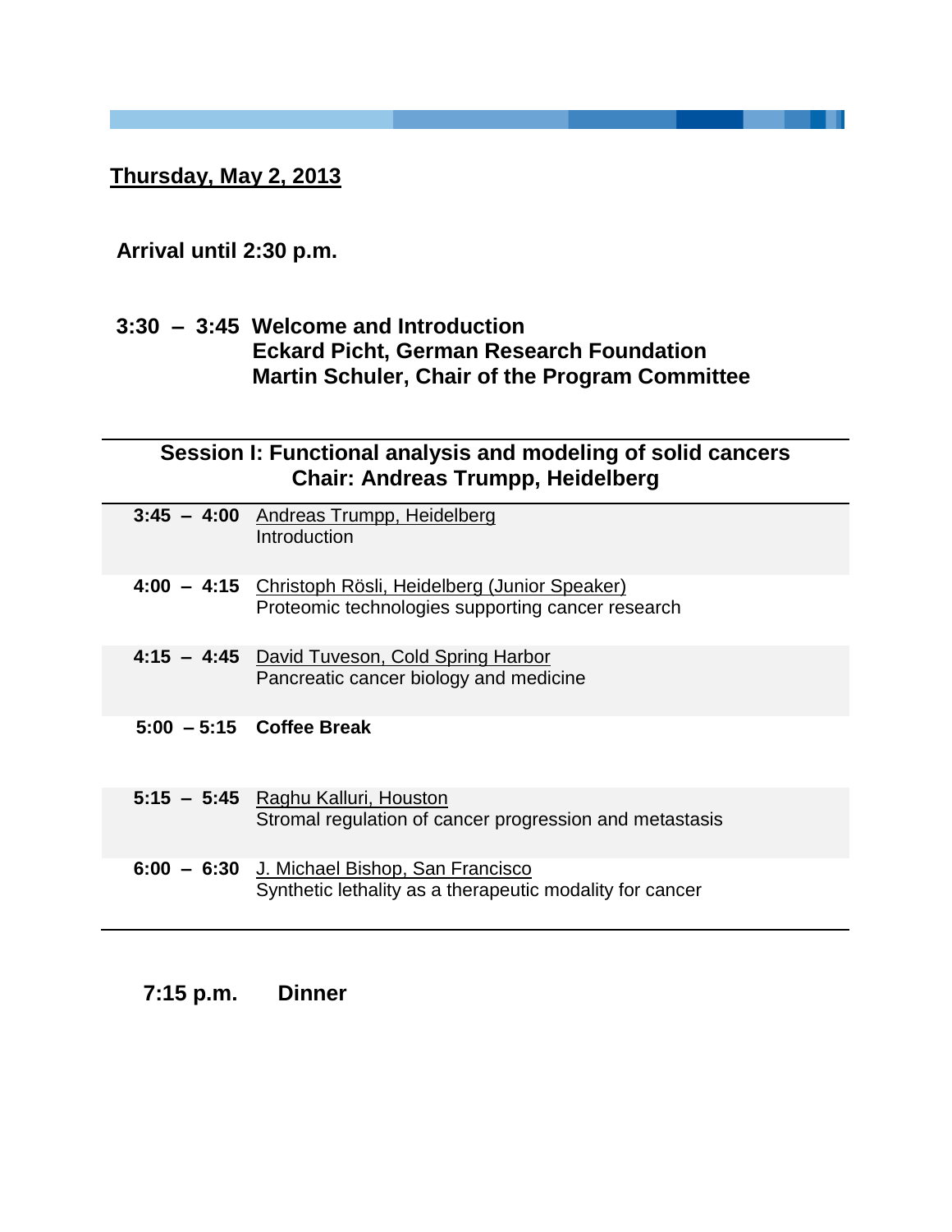## Thursday, May 2, 2013

**Arrival until 2:30 p.m.**

**3:30 – 3:45 Welcome and Introduction**
**Eckard Picht, German Research Foundation**
**Martin Schuler, Chair of the Program Committee**

---

### Session I: Functional analysis and modeling of solid cancers
### Chair: Andreas Trumpp, Heidelberg

| Time | Speaker / Topic |
|---|---|
| **3:45 – 4:00** | Andreas Trumpp, Heidelberg<br>Introduction |
| **4:00 – 4:15** | Christoph Rösli, Heidelberg (Junior Speaker)<br>Proteomic technologies supporting cancer research |
| **4:15 – 4:45** | David Tuveson, Cold Spring Harbor<br>Pancreatic cancer biology and medicine |
| **5:00 – 5:15** | **Coffee Break** |
| **5:15 – 5:45** | Raghu Kalluri, Houston<br>Stromal regulation of cancer progression and metastasis |
| **6:00 – 6:30** | J. Michael Bishop, San Francisco<br>Synthetic lethality as a therapeutic modality for cancer |

---

**7:15 p.m. Dinner**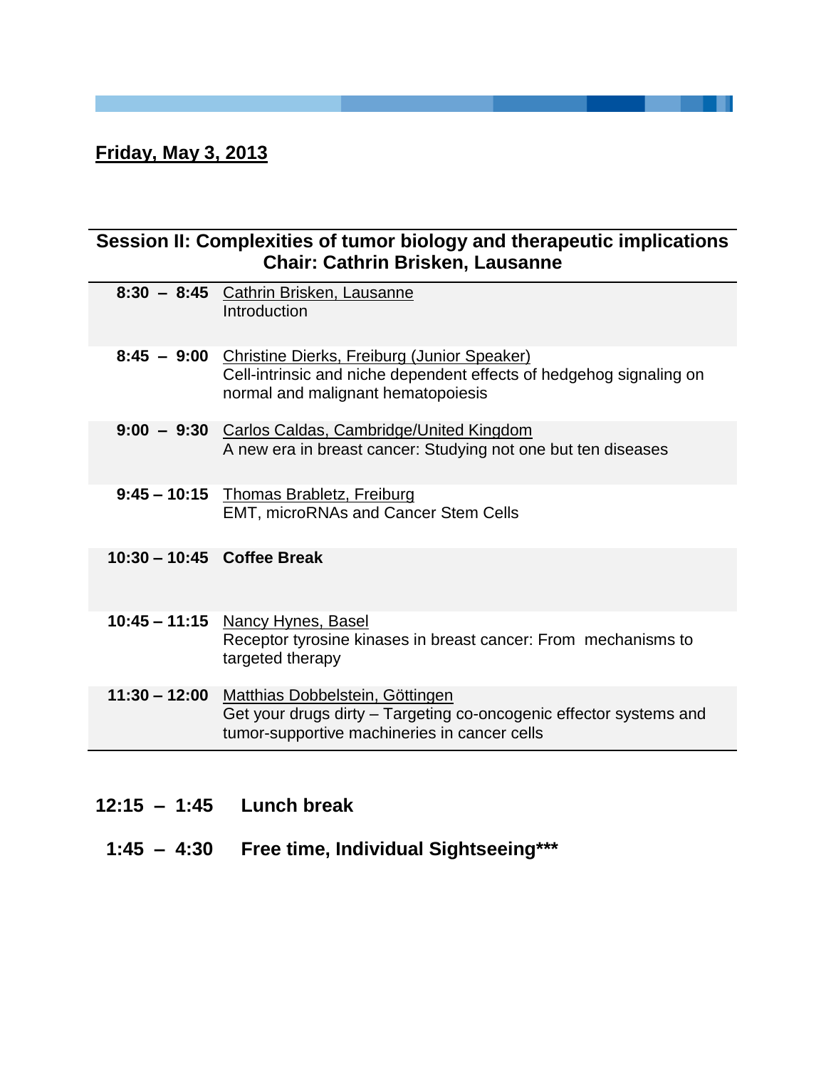**Friday, May 3, 2013**

## Session II: Complexities of tumor biology and therapeutic implications
## Chair: Cathrin Brisken, Lausanne

| | |
|---|---|
| **8:30 – 8:45** | Cathrin Brisken, Lausanne<br>Introduction |
| **8:45 – 9:00** | Christine Dierks, Freiburg (Junior Speaker)<br>Cell-intrinsic and niche dependent effects of hedgehog signaling on normal and malignant hematopoiesis |
| **9:00 – 9:30** | Carlos Caldas, Cambridge/United Kingdom<br>A new era in breast cancer: Studying not one but ten diseases |
| **9:45 – 10:15** | Thomas Brabletz, Freiburg<br>EMT, microRNAs and Cancer Stem Cells |
| **10:30 – 10:45** | **Coffee Break** |
| **10:45 – 11:15** | Nancy Hynes, Basel<br>Receptor tyrosine kinases in breast cancer: From mechanisms to targeted therapy |
| **11:30 – 12:00** | Matthias Dobbelstein, Göttingen<br>Get your drugs dirty – Targeting co-oncogenic effector systems and tumor-supportive machineries in cancer cells |

**12:15 – 1:45 Lunch break**

**1:45 – 4:30 Free time, Individual Sightseeing*****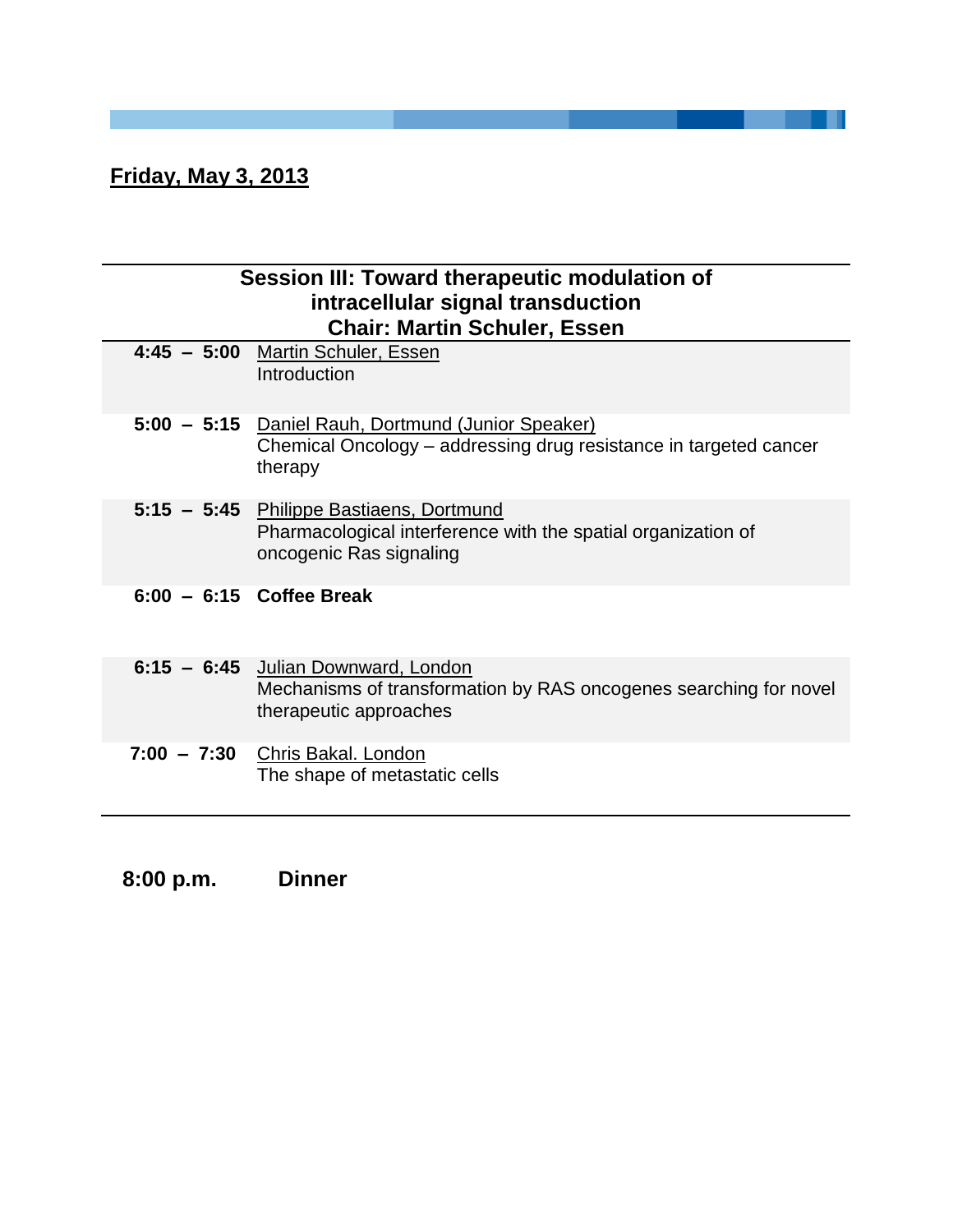## Friday, May 3, 2013

| **Session III: Toward therapeutic modulation of intracellular signal transduction**<br>**Chair: Martin Schuler, Essen** | |
|---|---|
| **4:45 – 5:00** | Martin Schuler, Essen<br>Introduction |
| **5:00 – 5:15** | Daniel Rauh, Dortmund (Junior Speaker)<br>Chemical Oncology – addressing drug resistance in targeted cancer therapy |
| **5:15 – 5:45** | Philippe Bastiaens, Dortmund<br>Pharmacological interference with the spatial organization of oncogenic Ras signaling |
| **6:00 – 6:15** | **Coffee Break** |
| **6:15 – 6:45** | Julian Downward, London<br>Mechanisms of transformation by RAS oncogenes searching for novel therapeutic approaches |
| **7:00 – 7:30** | Chris Bakal. London<br>The shape of metastatic cells |

**8:00 p.m.** **Dinner**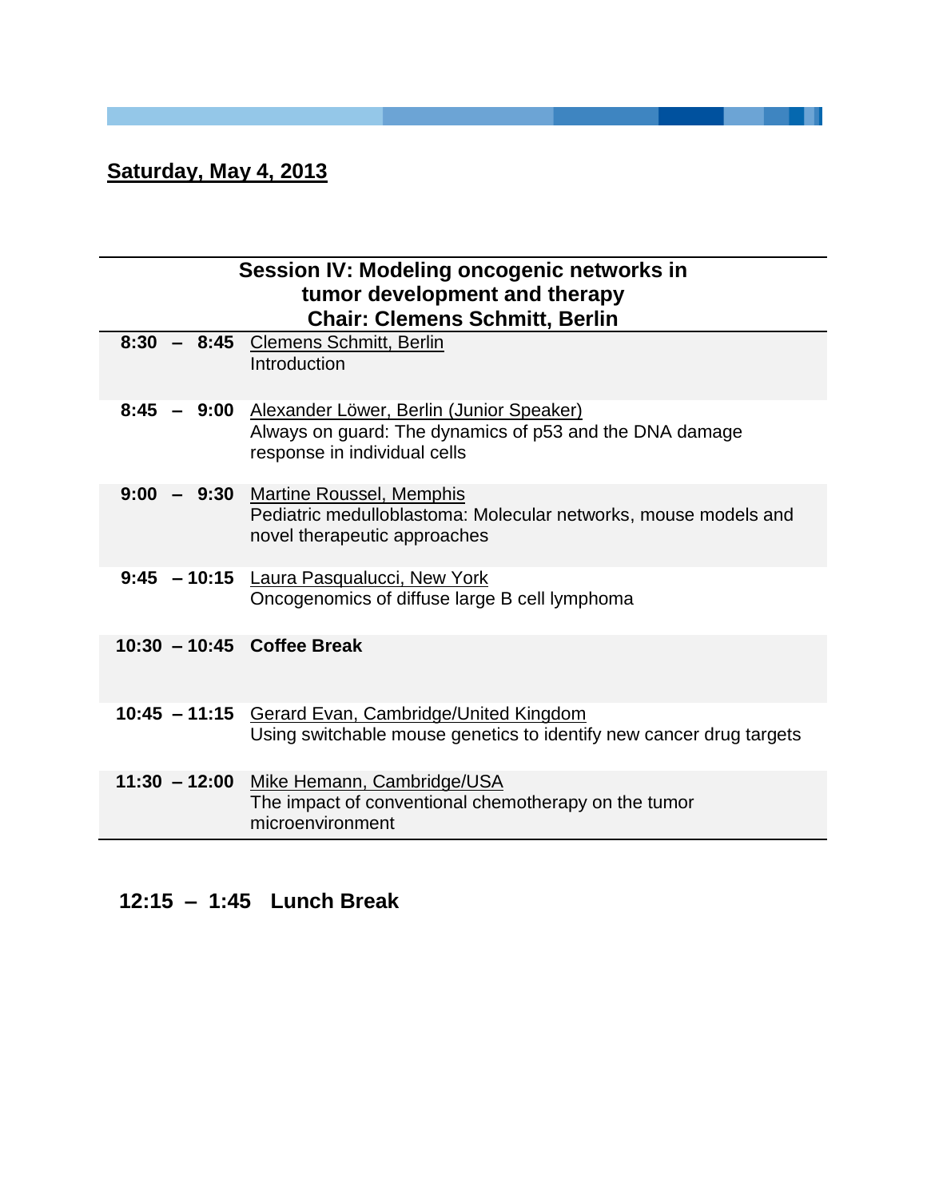## Saturday, May 4, 2013

**Session IV: Modeling oncogenic networks in tumor development and therapy**
**Chair: Clemens Schmitt, Berlin**

| | |
|---|---|
| **8:30 – 8:45** | Clemens Schmitt, Berlin<br>Introduction |
| **8:45 – 9:00** | Alexander Löwer, Berlin (Junior Speaker)<br>Always on guard: The dynamics of p53 and the DNA damage response in individual cells |
| **9:00 – 9:30** | Martine Roussel, Memphis<br>Pediatric medulloblastoma: Molecular networks, mouse models and novel therapeutic approaches |
| **9:45 – 10:15** | Laura Pasqualucci, New York<br>Oncogenomics of diffuse large B cell lymphoma |
| **10:30 – 10:45** | **Coffee Break** |
| **10:45 – 11:15** | Gerard Evan, Cambridge/United Kingdom<br>Using switchable mouse genetics to identify new cancer drug targets |
| **11:30 – 12:00** | Mike Hemann, Cambridge/USA<br>The impact of conventional chemotherapy on the tumor microenvironment |

**12:15 – 1:45 Lunch Break**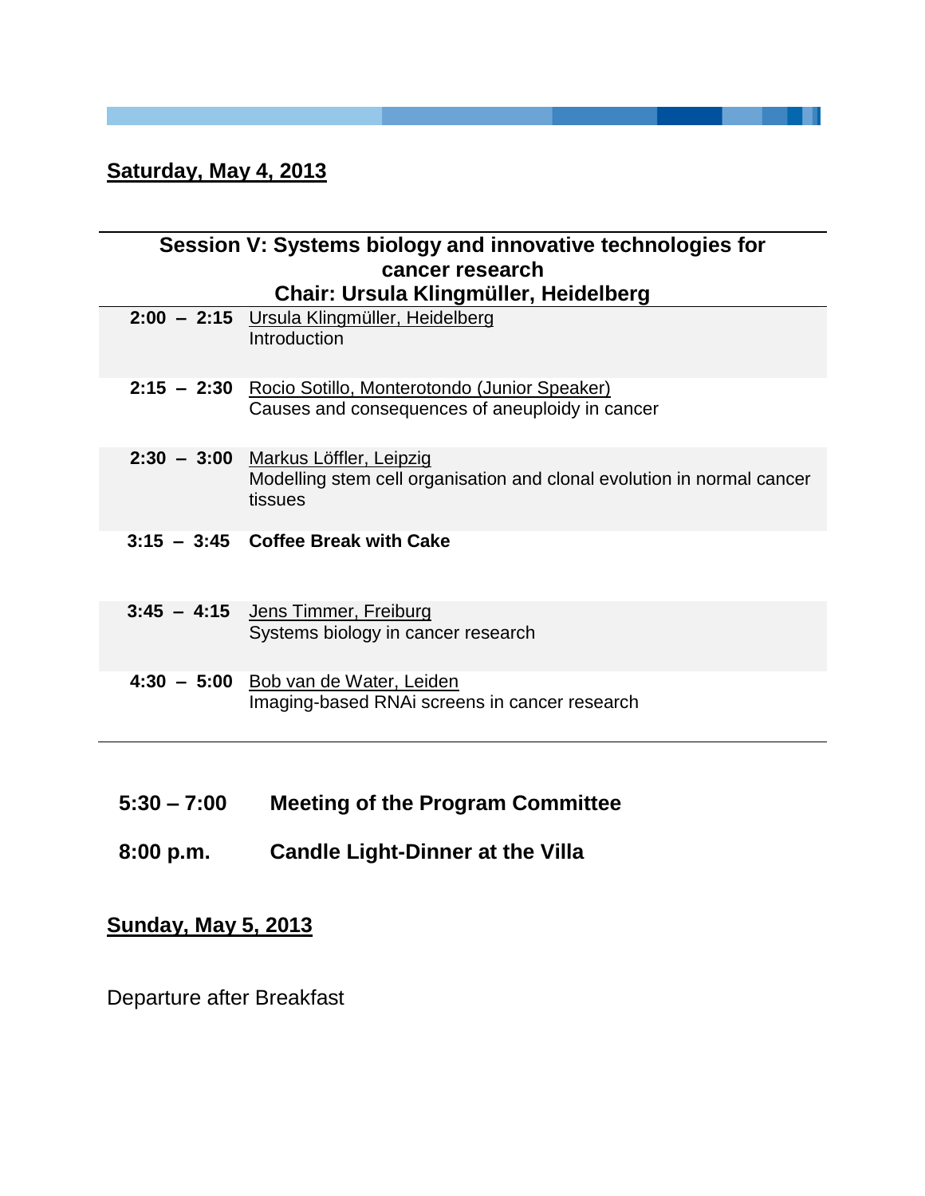## Saturday, May 4, 2013

### Session V: Systems biology and innovative technologies for cancer research

### Chair: Ursula Klingmüller, Heidelberg

| Time | Program |
| --- | --- |
| **2:00 – 2:15** | Ursula Klingmüller, Heidelberg<br>Introduction |
| **2:15 – 2:30** | Rocio Sotillo, Monterotondo (Junior Speaker)<br>Causes and consequences of aneuploidy in cancer |
| **2:30 – 3:00** | Markus Löffler, Leipzig<br>Modelling stem cell organisation and clonal evolution in normal cancer tissues |
| **3:15 – 3:45** | **Coffee Break with Cake** |
| **3:45 – 4:15** | Jens Timmer, Freiburg<br>Systems biology in cancer research |
| **4:30 – 5:00** | Bob van de Water, Leiden<br>Imaging-based RNAi screens in cancer research |

**5:30 – 7:00** **Meeting of the Program Committee**

**8:00 p.m.** **Candle Light-Dinner at the Villa**

## Sunday, May 5, 2013

Departure after Breakfast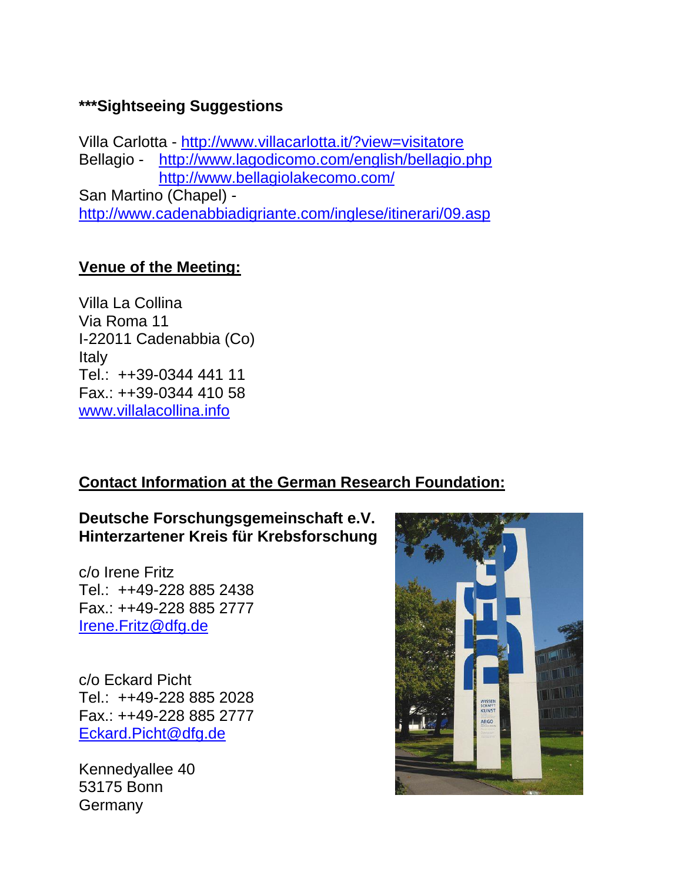**\*\*\*Sightseeing Suggestions**

Villa Carlotta - http://www.villacarlotta.it/?view=visitatore
Bellagio - http://www.lagodicomo.com/english/bellagio.php
http://www.bellagiolakecomo.com/
San Martino (Chapel) -
http://www.cadenabbiadigriante.com/inglese/itinerari/09.asp

## Venue of the Meeting:

Villa La Collina
Via Roma 11
I-22011 Cadenabbia (Co)
Italy
Tel.: ++39-0344 441 11
Fax.: ++39-0344 410 58
www.villalacollina.info

## Contact Information at the German Research Foundation:

**Deutsche Forschungsgemeinschaft e.V.**
**Hinterzartener Kreis für Krebsforschung**

c/o Irene Fritz
Tel.: ++49-228 885 2438
Fax.: ++49-228 885 2777
Irene.Fritz@dfg.de

c/o Eckard Picht
Tel.: ++49-228 885 2028
Fax.: ++49-228 885 2777
Eckard.Picht@dfg.de

Kennedyallee 40
53175 Bonn
Germany